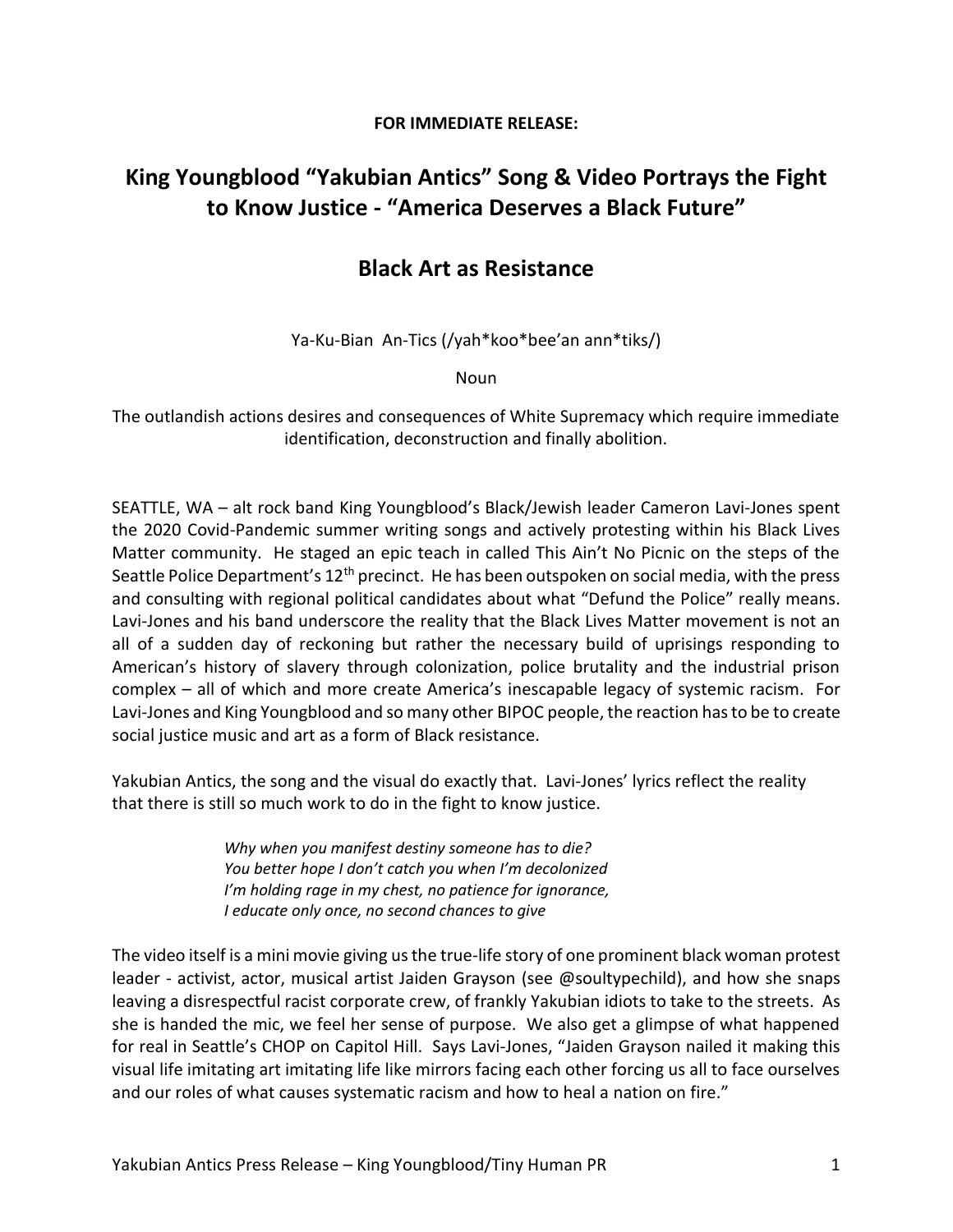**FOR IMMEDIATE RELEASE:**

# King Youngblood "Yakubian Antics" Song & Video Portrays the Fight to Know Justice - "America Deserves a Black Future"

## Black Art as Resistance

Ya-Ku-Bian An-Tics (/yah*koo*bee'an ann*tiks/)

Noun

The outlandish actions desires and consequences of White Supremacy which require immediate identification, deconstruction and finally abolition.

SEATTLE, WA – alt rock band King Youngblood's Black/Jewish leader Cameron Lavi-Jones spent the 2020 Covid-Pandemic summer writing songs and actively protesting within his Black Lives Matter community. He staged an epic teach in called This Ain't No Picnic on the steps of the Seattle Police Department's 12th precinct. He has been outspoken on social media, with the press and consulting with regional political candidates about what "Defund the Police" really means. Lavi-Jones and his band underscore the reality that the Black Lives Matter movement is not an all of a sudden day of reckoning but rather the necessary build of uprisings responding to American's history of slavery through colonization, police brutality and the industrial prison complex – all of which and more create America's inescapable legacy of systemic racism. For Lavi-Jones and King Youngblood and so many other BIPOC people, the reaction has to be to create social justice music and art as a form of Black resistance.

Yakubian Antics, the song and the visual do exactly that. Lavi-Jones' lyrics reflect the reality that there is still so much work to do in the fight to know justice.

> *Why when you manifest destiny someone has to die?*
> *You better hope I don't catch you when I'm decolonized*
> *I'm holding rage in my chest, no patience for ignorance,*
> *I educate only once, no second chances to give*

The video itself is a mini movie giving us the true-life story of one prominent black woman protest leader - activist, actor, musical artist Jaiden Grayson (see @soultypechild), and how she snaps leaving a disrespectful racist corporate crew, of frankly Yakubian idiots to take to the streets. As she is handed the mic, we feel her sense of purpose. We also get a glimpse of what happened for real in Seattle's CHOP on Capitol Hill. Says Lavi-Jones, "Jaiden Grayson nailed it making this visual life imitating art imitating life like mirrors facing each other forcing us all to face ourselves and our roles of what causes systematic racism and how to heal a nation on fire."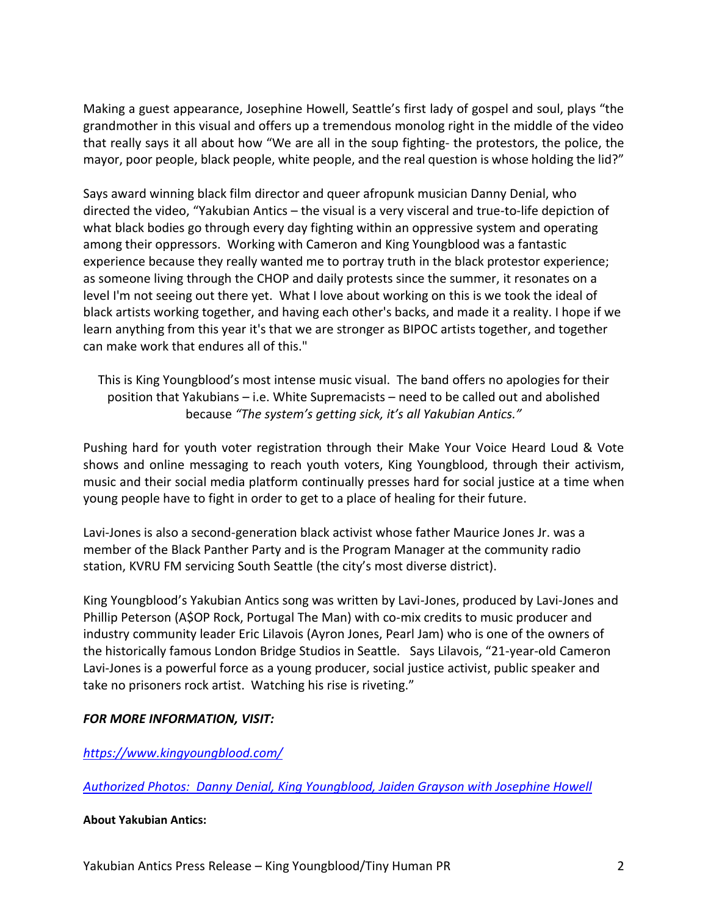Making a guest appearance, Josephine Howell, Seattle's first lady of gospel and soul, plays "the grandmother in this visual and offers up a tremendous monolog right in the middle of the video that really says it all about how "We are all in the soup fighting- the protestors, the police, the mayor, poor people, black people, white people, and the real question is whose holding the lid?"

Says award winning black film director and queer afropunk musician Danny Denial, who directed the video, "Yakubian Antics – the visual is a very visceral and true-to-life depiction of what black bodies go through every day fighting within an oppressive system and operating among their oppressors. Working with Cameron and King Youngblood was a fantastic experience because they really wanted me to portray truth in the black protestor experience; as someone living through the CHOP and daily protests since the summer, it resonates on a level I'm not seeing out there yet. What I love about working on this is we took the ideal of black artists working together, and having each other's backs, and made it a reality. I hope if we learn anything from this year it's that we are stronger as BIPOC artists together, and together can make work that endures all of this."

This is King Youngblood's most intense music visual. The band offers no apologies for their position that Yakubians – i.e. White Supremacists – need to be called out and abolished because *"The system's getting sick, it's all Yakubian Antics."*

Pushing hard for youth voter registration through their Make Your Voice Heard Loud & Vote shows and online messaging to reach youth voters, King Youngblood, through their activism, music and their social media platform continually presses hard for social justice at a time when young people have to fight in order to get to a place of healing for their future.

Lavi-Jones is also a second-generation black activist whose father Maurice Jones Jr. was a member of the Black Panther Party and is the Program Manager at the community radio station, KVRU FM servicing South Seattle (the city's most diverse district).

King Youngblood's Yakubian Antics song was written by Lavi-Jones, produced by Lavi-Jones and Phillip Peterson (A$OP Rock, Portugal The Man) with co-mix credits to music producer and industry community leader Eric Lilavois (Ayron Jones, Pearl Jam) who is one of the owners of the historically famous London Bridge Studios in Seattle. Says Lilavois, "21-year-old Cameron Lavi-Jones is a powerful force as a young producer, social justice activist, public speaker and take no prisoners rock artist. Watching his rise is riveting."

***FOR MORE INFORMATION, VISIT:***

*https://www.kingyoungblood.com/*

*Authorized Photos: Danny Denial, King Youngblood, Jaiden Grayson with Josephine Howell*

**About Yakubian Antics:**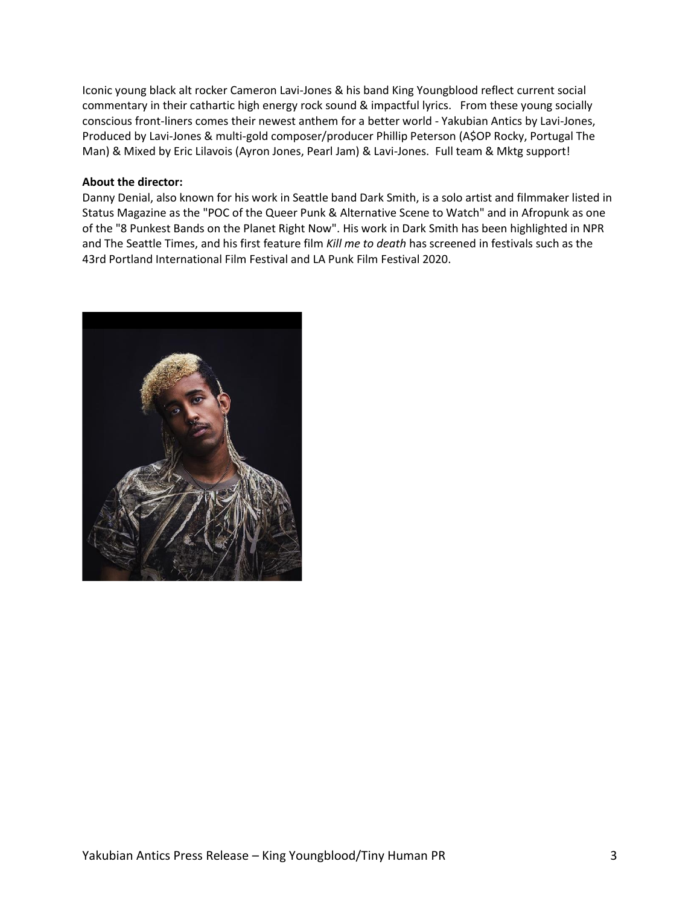Iconic young black alt rocker Cameron Lavi-Jones & his band King Youngblood reflect current social commentary in their cathartic high energy rock sound & impactful lyrics. From these young socially conscious front-liners comes their newest anthem for a better world - Yakubian Antics by Lavi-Jones, Produced by Lavi-Jones & multi-gold composer/producer Phillip Peterson (A$OP Rocky, Portugal The Man) & Mixed by Eric Lilavois (Ayron Jones, Pearl Jam) & Lavi-Jones. Full team & Mktg support!

**About the director:**

Danny Denial, also known for his work in Seattle band Dark Smith, is a solo artist and filmmaker listed in Status Magazine as the "POC of the Queer Punk & Alternative Scene to Watch" and in Afropunk as one of the "8 Punkest Bands on the Planet Right Now". His work in Dark Smith has been highlighted in NPR and The Seattle Times, and his first feature film *Kill me to death* has screened in festivals such as the 43rd Portland International Film Festival and LA Punk Film Festival 2020.